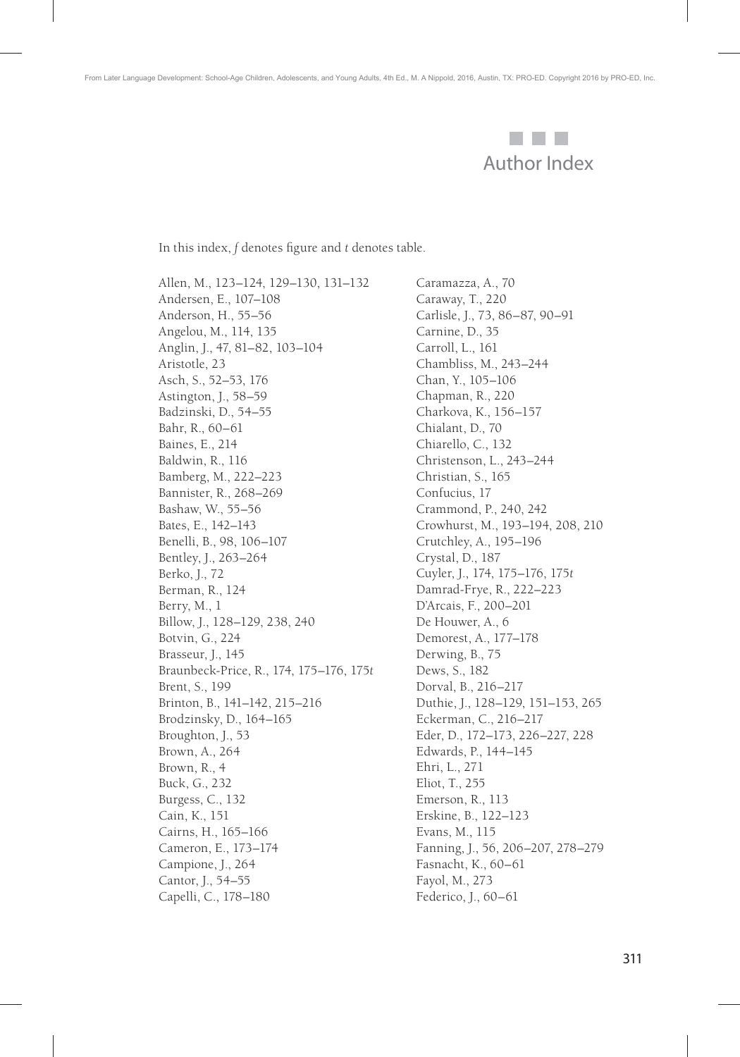# Author Index

In this index, *f* denotes figure and *t* denotes table.

Allen, M., 123–124, 129–130, 131–132
Andersen, E., 107–108
Anderson, H., 55–56
Angelou, M., 114, 135
Anglin, J., 47, 81–82, 103–104
Aristotle, 23
Asch, S., 52–53, 176
Astington, J., 58–59
Badzinski, D., 54–55
Bahr, R., 60–61
Baines, E., 214
Baldwin, R., 116
Bamberg, M., 222–223
Bannister, R., 268–269
Bashaw, W., 55–56
Bates, E., 142–143
Benelli, B., 98, 106–107
Bentley, J., 263–264
Berko, J., 72
Berman, R., 124
Berry, M., 1
Billow, J., 128–129, 238, 240
Botvin, G., 224
Brasseur, J., 145
Braunbeck-Price, R., 174, 175–176, 175*t*
Brent, S., 199
Brinton, B., 141–142, 215–216
Brodzinsky, D., 164–165
Broughton, J., 53
Brown, A., 264
Brown, R., 4
Buck, G., 232
Burgess, C., 132
Cain, K., 151
Cairns, H., 165–166
Cameron, E., 173–174
Campione, J., 264
Cantor, J., 54–55
Capelli, C., 178–180
Caramazza, A., 70
Caraway, T., 220
Carlisle, J., 73, 86–87, 90–91
Carnine, D., 35
Carroll, L., 161
Chambliss, M., 243–244
Chan, Y., 105–106
Chapman, R., 220
Charkova, K., 156–157
Chialant, D., 70
Chiarello, C., 132
Christenson, L., 243–244
Christian, S., 165
Confucius, 17
Crammond, P., 240, 242
Crowhurst, M., 193–194, 208, 210
Crutchley, A., 195–196
Crystal, D., 187
Cuyler, J., 174, 175–176, 175*t*
Damrad-Frye, R., 222–223
D'Arcais, F., 200–201
De Houwer, A., 6
Demorest, A., 177–178
Derwing, B., 75
Dews, S., 182
Dorval, B., 216–217
Duthie, J., 128–129, 151–153, 265
Eckerman, C., 216–217
Eder, D., 172–173, 226–227, 228
Edwards, P., 144–145
Ehri, L., 271
Eliot, T., 255
Emerson, R., 113
Erskine, B., 122–123
Evans, M., 115
Fanning, J., 56, 206–207, 278–279
Fasnacht, K., 60–61
Fayol, M., 273
Federico, J., 60–61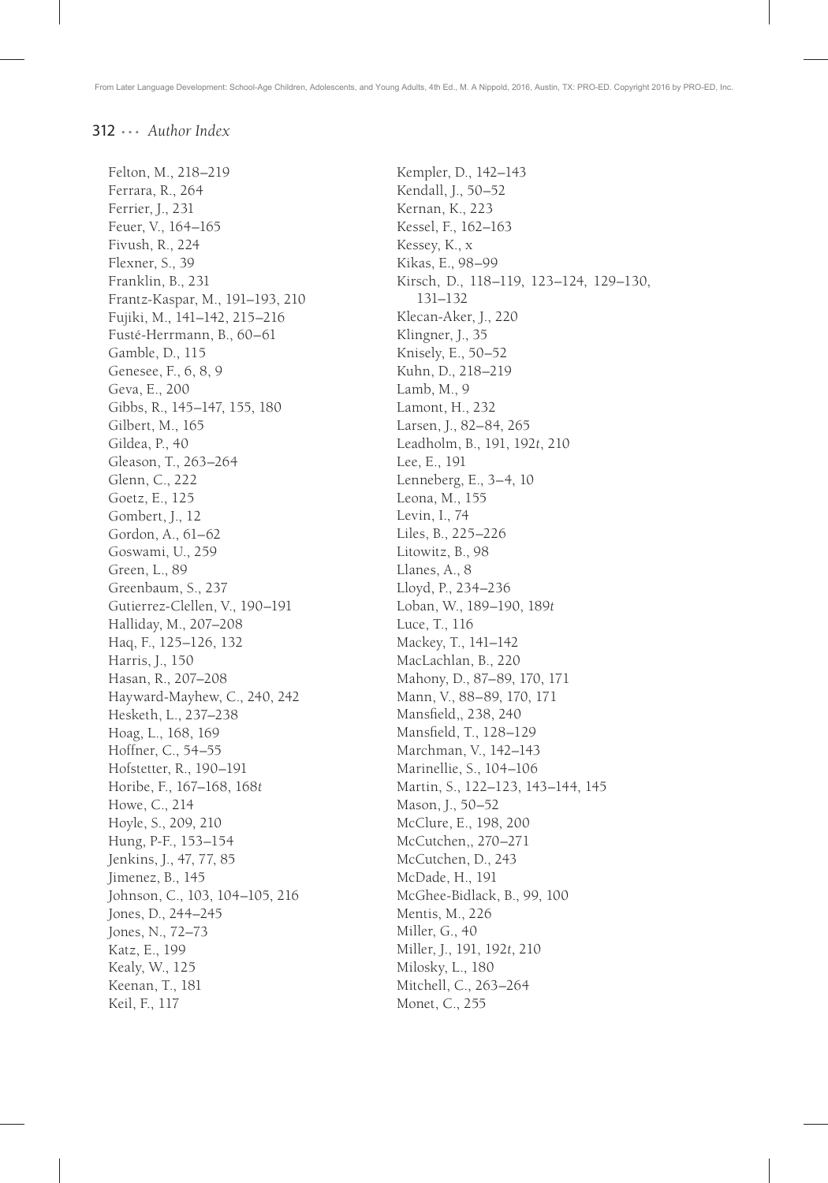Felton, M., 218–219
Ferrara, R., 264
Ferrier, J., 231
Feuer, V., 164–165
Fivush, R., 224
Flexner, S., 39
Franklin, B., 231
Frantz-Kaspar, M., 191–193, 210
Fujiki, M., 141–142, 215–216
Fusté-Herrmann, B., 60–61
Gamble, D., 115
Genesee, F., 6, 8, 9
Geva, E., 200
Gibbs, R., 145–147, 155, 180
Gilbert, M., 165
Gildea, P., 40
Gleason, T., 263–264
Glenn, C., 222
Goetz, E., 125
Gombert, J., 12
Gordon, A., 61–62
Goswami, U., 259
Green, L., 89
Greenbaum, S., 237
Gutierrez-Clellen, V., 190–191
Halliday, M., 207–208
Haq, F., 125–126, 132
Harris, J., 150
Hasan, R., 207–208
Hayward-Mayhew, C., 240, 242
Hesketh, L., 237–238
Hoag, L., 168, 169
Hoffner, C., 54–55
Hofstetter, R., 190–191
Horibe, F., 167–168, 168*t*
Howe, C., 214
Hoyle, S., 209, 210
Hung, P-F., 153–154
Jenkins, J., 47, 77, 85
Jimenez, B., 145
Johnson, C., 103, 104–105, 216
Jones, D., 244–245
Jones, N., 72–73
Katz, E., 199
Kealy, W., 125
Keenan, T., 181
Keil, F., 117
Kempler, D., 142–143
Kendall, J., 50–52
Kernan, K., 223
Kessel, F., 162–163
Kessey, K., x
Kikas, E., 98–99
Kirsch, D., 118–119, 123–124, 129–130, 131–132
Klecan-Aker, J., 220
Klingner, J., 35
Knisely, E., 50–52
Kuhn, D., 218–219
Lamb, M., 9
Lamont, H., 232
Larsen, J., 82–84, 265
Leadholm, B., 191, 192*t*, 210
Lee, E., 191
Lenneberg, E., 3–4, 10
Leona, M., 155
Levin, I., 74
Liles, B., 225–226
Litowitz, B., 98
Llanes, A., 8
Lloyd, P., 234–236
Loban, W., 189–190, 189*t*
Luce, T., 116
Mackey, T., 141–142
MacLachlan, B., 220
Mahony, D., 87–89, 170, 171
Mann, V., 88–89, 170, 171
Mansfield,, 238, 240
Mansfield, T., 128–129
Marchman, V., 142–143
Marinellie, S., 104–106
Martin, S., 122–123, 143–144, 145
Mason, J., 50–52
McClure, E., 198, 200
McCutchen,, 270–271
McCutchen, D., 243
McDade, H., 191
McGhee-Bidlack, B., 99, 100
Mentis, M., 226
Miller, G., 40
Miller, J., 191, 192*t*, 210
Milosky, L., 180
Mitchell, C., 263–264
Monet, C., 255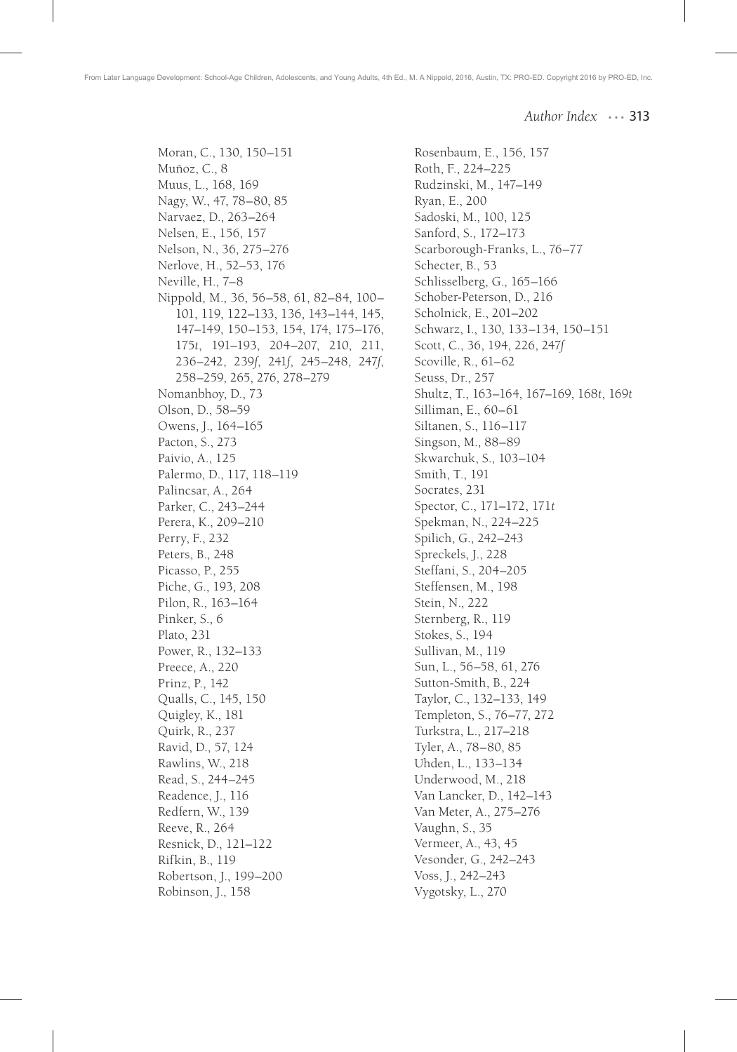Moran, C., 130, 150–151
Muñoz, C., 8
Muus, L., 168, 169
Nagy, W., 47, 78–80, 85
Narvaez, D., 263–264
Nelsen, E., 156, 157
Nelson, N., 36, 275–276
Nerlove, H., 52–53, 176
Neville, H., 7–8
Nippold, M., 36, 56–58, 61, 82–84, 100–101, 119, 122–133, 136, 143–144, 145, 147–149, 150–153, 154, 174, 175–176, 175*t*, 191–193, 204–207, 210, 211, 236–242, 239*f*, 241*f*, 245–248, 247*f*, 258–259, 265, 276, 278–279
Nomanbhoy, D., 73
Olson, D., 58–59
Owens, J., 164–165
Pacton, S., 273
Paivio, A., 125
Palermo, D., 117, 118–119
Palincsar, A., 264
Parker, C., 243–244
Perera, K., 209–210
Perry, F., 232
Peters, B., 248
Picasso, P., 255
Piche, G., 193, 208
Pilon, R., 163–164
Pinker, S., 6
Plato, 231
Power, R., 132–133
Preece, A., 220
Prinz, P., 142
Qualls, C., 145, 150
Quigley, K., 181
Quirk, R., 237
Ravid, D., 57, 124
Rawlins, W., 218
Read, S., 244–245
Readence, J., 116
Redfern, W., 139
Reeve, R., 264
Resnick, D., 121–122
Rifkin, B., 119
Robertson, J., 199–200
Robinson, J., 158
Rosenbaum, E., 156, 157
Roth, F., 224–225
Rudzinski, M., 147–149
Ryan, E., 200
Sadoski, M., 100, 125
Sanford, S., 172–173
Scarborough-Franks, L., 76–77
Schecter, B., 53
Schlisselberg, G., 165–166
Schober-Peterson, D., 216
Scholnick, E., 201–202
Schwarz, I., 130, 133–134, 150–151
Scott, C., 36, 194, 226, 247*f*
Scoville, R., 61–62
Seuss, Dr., 257
Shultz, T., 163–164, 167–169, 168*t*, 169*t*
Silliman, E., 60–61
Siltanen, S., 116–117
Singson, M., 88–89
Skwarchuk, S., 103–104
Smith, T., 191
Socrates, 231
Spector, C., 171–172, 171*t*
Spekman, N., 224–225
Spilich, G., 242–243
Spreckels, J., 228
Steffani, S., 204–205
Steffensen, M., 198
Stein, N., 222
Sternberg, R., 119
Stokes, S., 194
Sullivan, M., 119
Sun, L., 56–58, 61, 276
Sutton-Smith, B., 224
Taylor, C., 132–133, 149
Templeton, S., 76–77, 272
Turkstra, L., 217–218
Tyler, A., 78–80, 85
Uhden, L., 133–134
Underwood, M., 218
Van Lancker, D., 142–143
Van Meter, A., 275–276
Vaughn, S., 35
Vermeer, A., 43, 45
Vesonder, G., 242–243
Voss, J., 242–243
Vygotsky, L., 270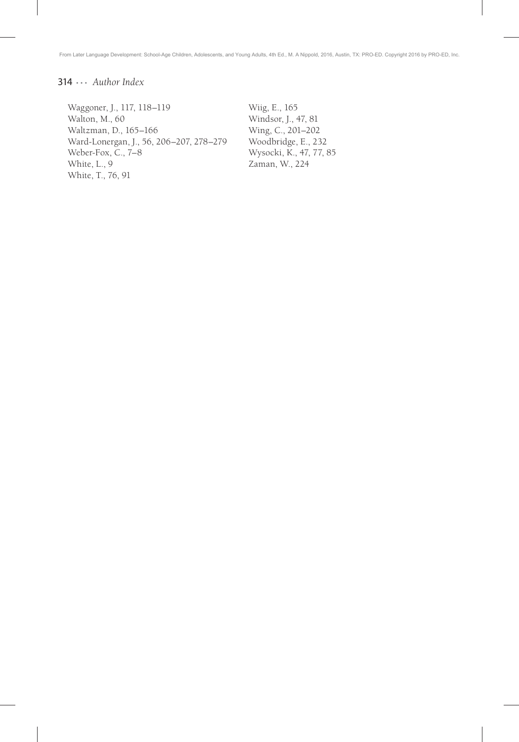Waggoner, J., 117, 118–119
Walton, M., 60
Waltzman, D., 165–166
Ward-Lonergan, J., 56, 206–207, 278–279
Weber-Fox, C., 7–8
White, L., 9
White, T., 76, 91
Wiig, E., 165
Windsor, J., 47, 81
Wing, C., 201–202
Woodbridge, E., 232
Wysocki, K., 47, 77, 85
Zaman, W., 224